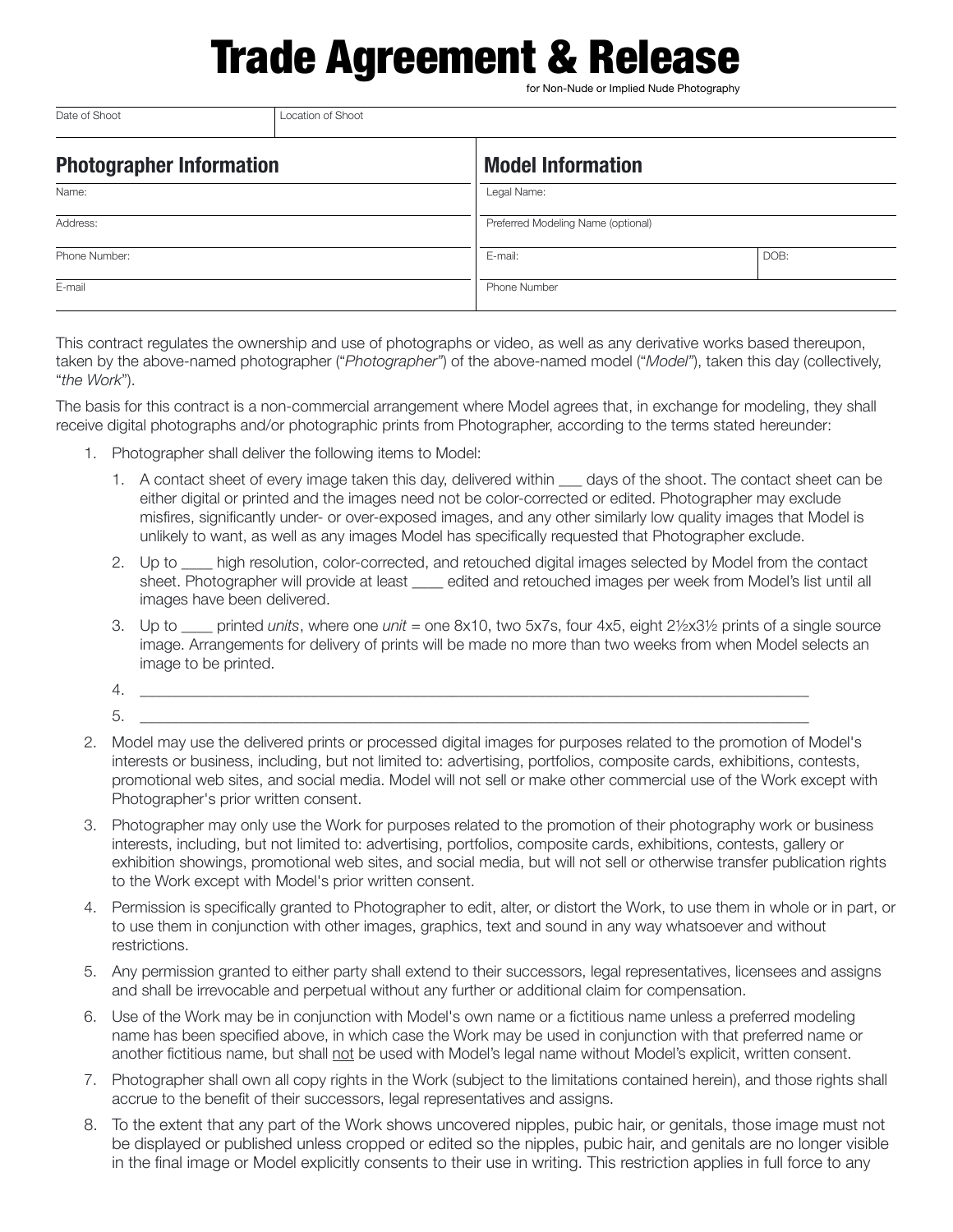# Trade Agreement & Release

for Non-Nude or Implied Nude Photography

| Date of Shoot | Location of Shoot |
|---|---|
| | |

| Photographer Information | Model Information | |
|---|---|---|
| Name: | Legal Name: | |
| Address: | Preferred Modeling Name (optional) | |
| Phone Number: | E-mail: | DOB: |
| E-mail | Phone Number | |

This contract regulates the ownership and use of photographs or video, as well as any derivative works based thereupon, taken by the above-named photographer ("*Photographer*") of the above-named model ("*Model*"), taken this day (collectively, "*the Work*").

The basis for this contract is a non-commercial arrangement where Model agrees that, in exchange for modeling, they shall receive digital photographs and/or photographic prints from Photographer, according to the terms stated hereunder:

1. Photographer shall deliver the following items to Model:
   1. A contact sheet of every image taken this day, delivered within ___ days of the shoot. The contact sheet can be either digital or printed and the images need not be color-corrected or edited. Photographer may exclude misfires, significantly under- or over-exposed images, and any other similarly low quality images that Model is unlikely to want, as well as any images Model has specifically requested that Photographer exclude.
   2. Up to ____ high resolution, color-corrected, and retouched digital images selected by Model from the contact sheet. Photographer will provide at least ____ edited and retouched images per week from Model's list until all images have been delivered.
   3. Up to ____ printed *units*, where one *unit* = one 8x10, two 5x7s, four 4x5, eight 2½x3½ prints of a single source image. Arrangements for delivery of prints will be made no more than two weeks from when Model selects an image to be printed.
   4. ______________________________________________________________________________
   5. ______________________________________________________________________________
2. Model may use the delivered prints or processed digital images for purposes related to the promotion of Model's interests or business, including, but not limited to: advertising, portfolios, composite cards, exhibitions, contests, promotional web sites, and social media. Model will not sell or make other commercial use of the Work except with Photographer's prior written consent.
3. Photographer may only use the Work for purposes related to the promotion of their photography work or business interests, including, but not limited to: advertising, portfolios, composite cards, exhibitions, contests, gallery or exhibition showings, promotional web sites, and social media, but will not sell or otherwise transfer publication rights to the Work except with Model's prior written consent.
4. Permission is specifically granted to Photographer to edit, alter, or distort the Work, to use them in whole or in part, or to use them in conjunction with other images, graphics, text and sound in any way whatsoever and without restrictions.
5. Any permission granted to either party shall extend to their successors, legal representatives, licensees and assigns and shall be irrevocable and perpetual without any further or additional claim for compensation.
6. Use of the Work may be in conjunction with Model's own name or a fictitious name unless a preferred modeling name has been specified above, in which case the Work may be used in conjunction with that preferred name or another fictitious name, but shall not be used with Model's legal name without Model's explicit, written consent.
7. Photographer shall own all copy rights in the Work (subject to the limitations contained herein), and those rights shall accrue to the benefit of their successors, legal representatives and assigns.
8. To the extent that any part of the Work shows uncovered nipples, pubic hair, or genitals, those image must not be displayed or published unless cropped or edited so the nipples, pubic hair, and genitals are no longer visible in the final image or Model explicitly consents to their use in writing. This restriction applies in full force to any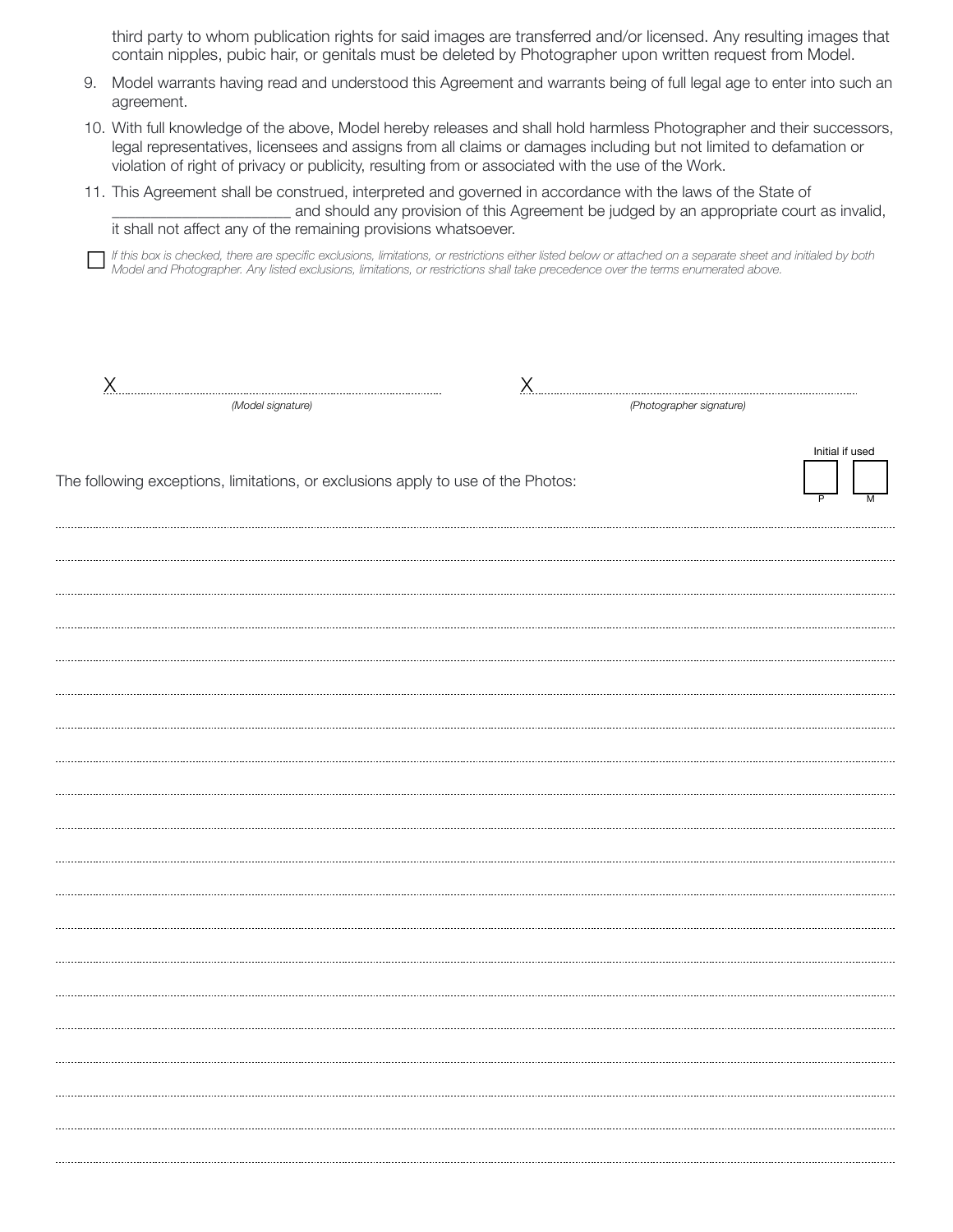third party to whom publication rights for said images are transferred and/or licensed. Any resulting images that contain nipples, pubic hair, or genitals must be deleted by Photographer upon written request from Model.

9. Model warrants having read and understood this Agreement and warrants being of full legal age to enter into such an agreement.
10. With full knowledge of the above, Model hereby releases and shall hold harmless Photographer and their successors, legal representatives, licensees and assigns from all claims or damages including but not limited to defamation or violation of right of privacy or publicity, resulting from or associated with the use of the Work.
11. This Agreement shall be construed, interpreted and governed in accordance with the laws of the State of ______________________ and should any provision of this Agreement be judged by an appropriate court as invalid, it shall not affect any of the remaining provisions whatsoever.

☐ *If this box is checked, there are specific exclusions, limitations, or restrictions either listed below or attached on a separate sheet and initialed by both Model and Photographer. Any listed exclusions, limitations, or restrictions shall take precedence over the terms enumerated above.*

X.............................................................
*(Model signature)*

X.............................................................
*(Photographer signature)*

Initial if used

☐ P ☐ M

The following exceptions, limitations, or exclusions apply to use of the Photos:

..........................................................................................................................

..........................................................................................................................

..........................................................................................................................

..........................................................................................................................

..........................................................................................................................

..........................................................................................................................

..........................................................................................................................

..........................................................................................................................

..........................................................................................................................

..........................................................................................................................

..........................................................................................................................

..........................................................................................................................

..........................................................................................................................

..........................................................................................................................

..........................................................................................................................

..........................................................................................................................

..........................................................................................................................

..........................................................................................................................

..........................................................................................................................